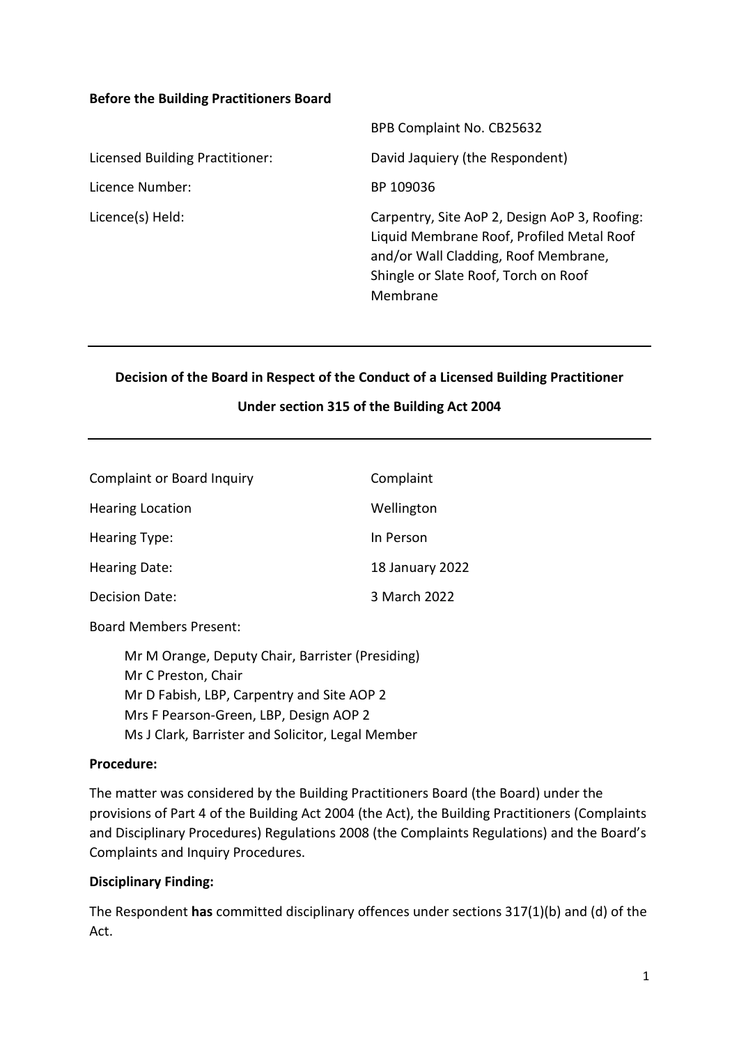**Before the Building Practitioners Board**

| | |
|---|---|
| | BPB Complaint No. CB25632 |
| Licensed Building Practitioner: | David Jaquiery (the Respondent) |
| Licence Number: | BP 109036 |
| Licence(s) Held: | Carpentry, Site AoP 2, Design AoP 3, Roofing: Liquid Membrane Roof, Profiled Metal Roof and/or Wall Cladding, Roof Membrane, Shingle or Slate Roof, Torch on Roof Membrane |

---

**Decision of the Board in Respect of the Conduct of a Licensed Building Practitioner**

**Under section 315 of the Building Act 2004**

---

| | |
|---|---|
| Complaint or Board Inquiry | Complaint |
| Hearing Location | Wellington |
| Hearing Type: | In Person |
| Hearing Date: | 18 January 2022 |
| Decision Date: | 3 March 2022 |

Board Members Present:

Mr M Orange, Deputy Chair, Barrister (Presiding)
Mr C Preston, Chair
Mr D Fabish, LBP, Carpentry and Site AOP 2
Mrs F Pearson-Green, LBP, Design AOP 2
Ms J Clark, Barrister and Solicitor, Legal Member

**Procedure:**

The matter was considered by the Building Practitioners Board (the Board) under the provisions of Part 4 of the Building Act 2004 (the Act), the Building Practitioners (Complaints and Disciplinary Procedures) Regulations 2008 (the Complaints Regulations) and the Board's Complaints and Inquiry Procedures.

**Disciplinary Finding:**

The Respondent **has** committed disciplinary offences under sections 317(1)(b) and (d) of the Act.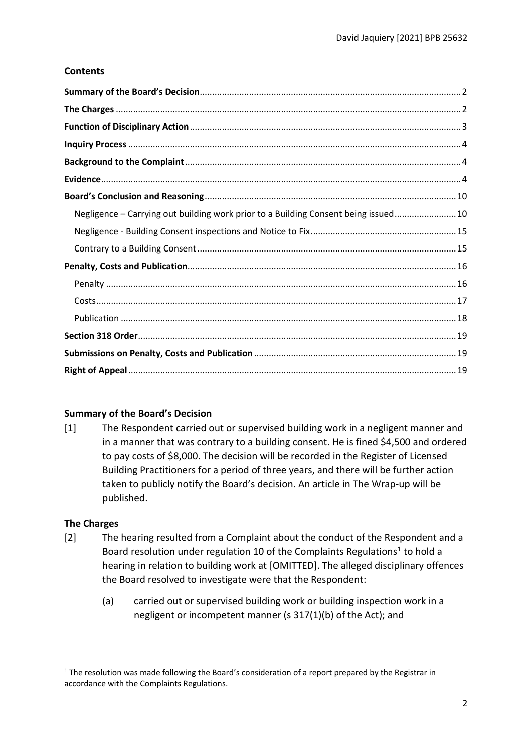## Contents

| | |
|---|---|
| **Summary of the Board's Decision** | 2 |
| **The Charges** | 2 |
| **Function of Disciplinary Action** | 3 |
| **Inquiry Process** | 4 |
| **Background to the Complaint** | 4 |
| **Evidence** | 4 |
| **Board's Conclusion and Reasoning** | 10 |
| Negligence – Carrying out building work prior to a Building Consent being issued | 10 |
| Negligence - Building Consent inspections and Notice to Fix | 15 |
| Contrary to a Building Consent | 15 |
| **Penalty, Costs and Publication** | 16 |
| Penalty | 16 |
| Costs | 17 |
| Publication | 18 |
| **Section 318 Order** | 19 |
| **Submissions on Penalty, Costs and Publication** | 19 |
| **Right of Appeal** | 19 |

## Summary of the Board's Decision

[1] The Respondent carried out or supervised building work in a negligent manner and in a manner that was contrary to a building consent. He is fined $4,500 and ordered to pay costs of $8,000. The decision will be recorded in the Register of Licensed Building Practitioners for a period of three years, and there will be further action taken to publicly notify the Board's decision. An article in The Wrap-up will be published.

## The Charges

[2] The hearing resulted from a Complaint about the conduct of the Respondent and a Board resolution under regulation 10 of the Complaints Regulations[1] to hold a hearing in relation to building work at [OMITTED]. The alleged disciplinary offences the Board resolved to investigate were that the Respondent:

(a) carried out or supervised building work or building inspection work in a negligent or incompetent manner (s 317(1)(b) of the Act); and

[1] The resolution was made following the Board's consideration of a report prepared by the Registrar in accordance with the Complaints Regulations.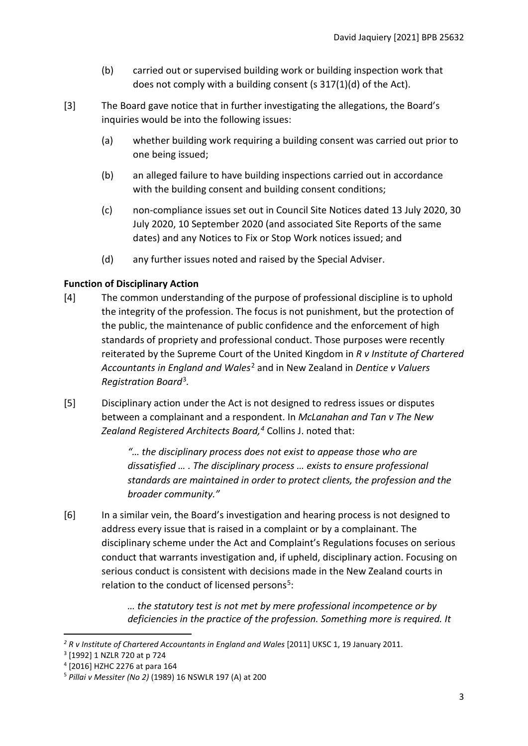(b) carried out or supervised building work or building inspection work that does not comply with a building consent (s 317(1)(d) of the Act).

[3] The Board gave notice that in further investigating the allegations, the Board's inquiries would be into the following issues:

(a) whether building work requiring a building consent was carried out prior to one being issued;

(b) an alleged failure to have building inspections carried out in accordance with the building consent and building consent conditions;

(c) non-compliance issues set out in Council Site Notices dated 13 July 2020, 30 July 2020, 10 September 2020 (and associated Site Reports of the same dates) and any Notices to Fix or Stop Work notices issued; and

(d) any further issues noted and raised by the Special Adviser.

**Function of Disciplinary Action**

[4] The common understanding of the purpose of professional discipline is to uphold the integrity of the profession. The focus is not punishment, but the protection of the public, the maintenance of public confidence and the enforcement of high standards of propriety and professional conduct. Those purposes were recently reiterated by the Supreme Court of the United Kingdom in *R v Institute of Chartered Accountants in England and Wales*[2] and in New Zealand in *Dentice v Valuers Registration Board*[3].

[5] Disciplinary action under the Act is not designed to redress issues or disputes between a complainant and a respondent. In *McLanahan and Tan v The New Zealand Registered Architects Board,*[4] Collins J. noted that:

> *"… the disciplinary process does not exist to appease those who are dissatisfied … . The disciplinary process … exists to ensure professional standards are maintained in order to protect clients, the profession and the broader community."*

[6] In a similar vein, the Board's investigation and hearing process is not designed to address every issue that is raised in a complaint or by a complainant. The disciplinary scheme under the Act and Complaint's Regulations focuses on serious conduct that warrants investigation and, if upheld, disciplinary action. Focusing on serious conduct is consistent with decisions made in the New Zealand courts in relation to the conduct of licensed persons[5]:

> *… the statutory test is not met by mere professional incompetence or by deficiencies in the practice of the profession. Something more is required. It*

---

[2] *R v Institute of Chartered Accountants in England and Wales* [2011] UKSC 1, 19 January 2011.

[3] [1992] 1 NZLR 720 at p 724

[4] [2016] HZHC 2276 at para 164

[5] *Pillai v Messiter (No 2)* (1989) 16 NSWLR 197 (A) at 200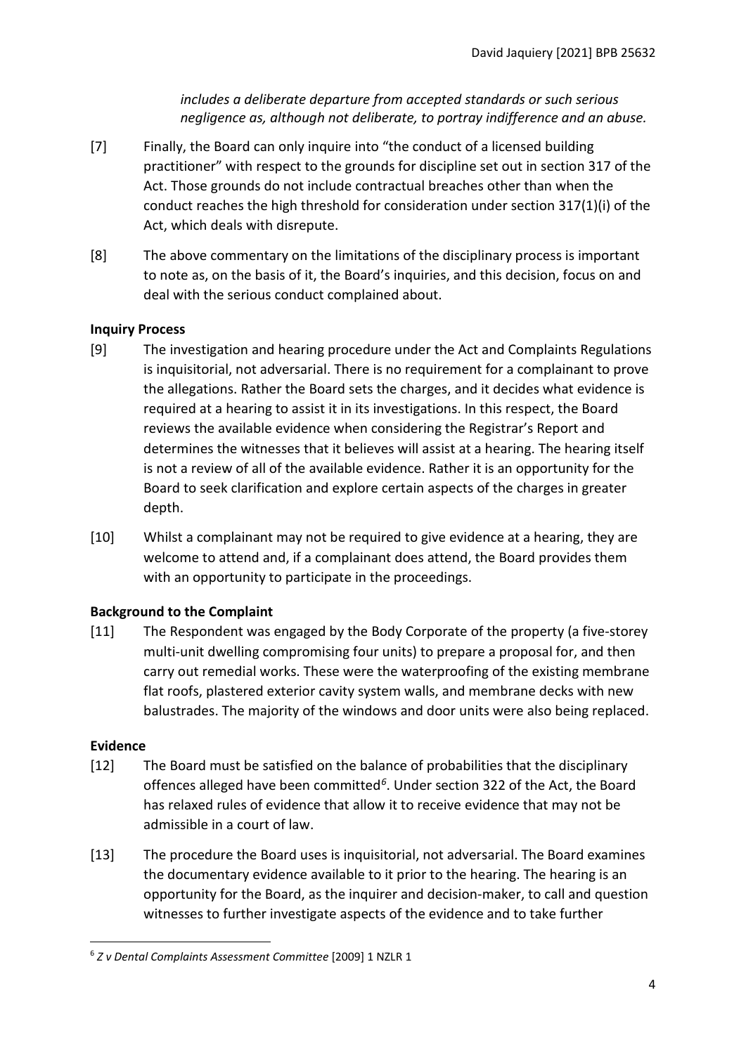*includes a deliberate departure from accepted standards or such serious negligence as, although not deliberate, to portray indifference and an abuse.*

[7] Finally, the Board can only inquire into "the conduct of a licensed building practitioner" with respect to the grounds for discipline set out in section 317 of the Act. Those grounds do not include contractual breaches other than when the conduct reaches the high threshold for consideration under section 317(1)(i) of the Act, which deals with disrepute.

[8] The above commentary on the limitations of the disciplinary process is important to note as, on the basis of it, the Board's inquiries, and this decision, focus on and deal with the serious conduct complained about.

**Inquiry Process**

[9] The investigation and hearing procedure under the Act and Complaints Regulations is inquisitorial, not adversarial. There is no requirement for a complainant to prove the allegations. Rather the Board sets the charges, and it decides what evidence is required at a hearing to assist it in its investigations. In this respect, the Board reviews the available evidence when considering the Registrar's Report and determines the witnesses that it believes will assist at a hearing. The hearing itself is not a review of all of the available evidence. Rather it is an opportunity for the Board to seek clarification and explore certain aspects of the charges in greater depth.

[10] Whilst a complainant may not be required to give evidence at a hearing, they are welcome to attend and, if a complainant does attend, the Board provides them with an opportunity to participate in the proceedings.

**Background to the Complaint**

[11] The Respondent was engaged by the Body Corporate of the property (a five-storey multi-unit dwelling compromising four units) to prepare a proposal for, and then carry out remedial works. These were the waterproofing of the existing membrane flat roofs, plastered exterior cavity system walls, and membrane decks with new balustrades. The majority of the windows and door units were also being replaced.

**Evidence**

[12] The Board must be satisfied on the balance of probabilities that the disciplinary offences alleged have been committed[6]. Under section 322 of the Act, the Board has relaxed rules of evidence that allow it to receive evidence that may not be admissible in a court of law.

[13] The procedure the Board uses is inquisitorial, not adversarial. The Board examines the documentary evidence available to it prior to the hearing. The hearing is an opportunity for the Board, as the inquirer and decision-maker, to call and question witnesses to further investigate aspects of the evidence and to take further

---

[6] *Z v Dental Complaints Assessment Committee* [2009] 1 NZLR 1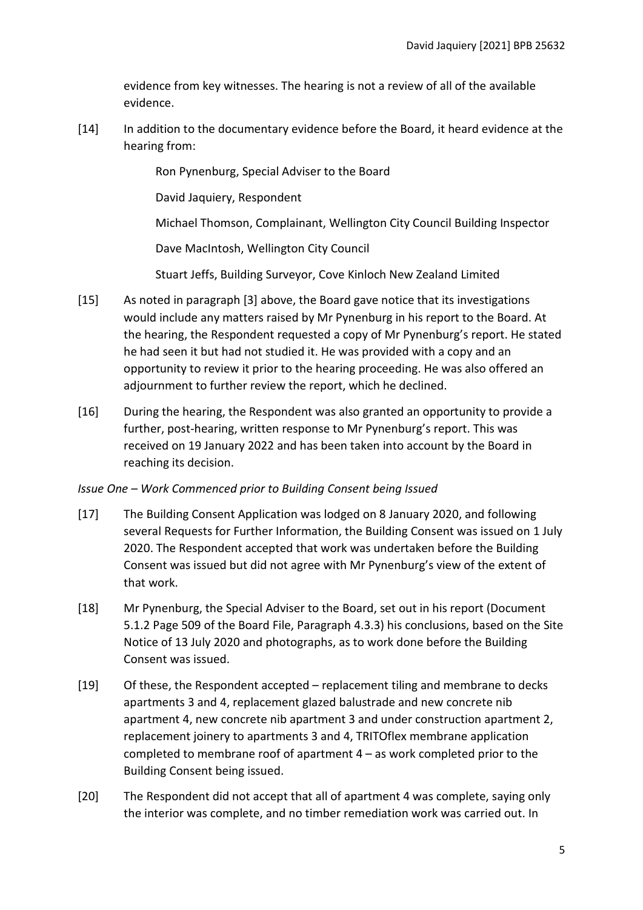evidence from key witnesses. The hearing is not a review of all of the available evidence.

[14] In addition to the documentary evidence before the Board, it heard evidence at the hearing from:

Ron Pynenburg, Special Adviser to the Board

David Jaquiery, Respondent

Michael Thomson, Complainant, Wellington City Council Building Inspector

Dave MacIntosh, Wellington City Council

Stuart Jeffs, Building Surveyor, Cove Kinloch New Zealand Limited

[15] As noted in paragraph [3] above, the Board gave notice that its investigations would include any matters raised by Mr Pynenburg in his report to the Board. At the hearing, the Respondent requested a copy of Mr Pynenburg's report. He stated he had seen it but had not studied it. He was provided with a copy and an opportunity to review it prior to the hearing proceeding. He was also offered an adjournment to further review the report, which he declined.

[16] During the hearing, the Respondent was also granted an opportunity to provide a further, post-hearing, written response to Mr Pynenburg's report. This was received on 19 January 2022 and has been taken into account by the Board in reaching its decision.

*Issue One – Work Commenced prior to Building Consent being Issued*

[17] The Building Consent Application was lodged on 8 January 2020, and following several Requests for Further Information, the Building Consent was issued on 1 July 2020. The Respondent accepted that work was undertaken before the Building Consent was issued but did not agree with Mr Pynenburg's view of the extent of that work.

[18] Mr Pynenburg, the Special Adviser to the Board, set out in his report (Document 5.1.2 Page 509 of the Board File, Paragraph 4.3.3) his conclusions, based on the Site Notice of 13 July 2020 and photographs, as to work done before the Building Consent was issued.

[19] Of these, the Respondent accepted – replacement tiling and membrane to decks apartments 3 and 4, replacement glazed balustrade and new concrete nib apartment 4, new concrete nib apartment 3 and under construction apartment 2, replacement joinery to apartments 3 and 4, TRITOflex membrane application completed to membrane roof of apartment 4 – as work completed prior to the Building Consent being issued.

[20] The Respondent did not accept that all of apartment 4 was complete, saying only the interior was complete, and no timber remediation work was carried out. In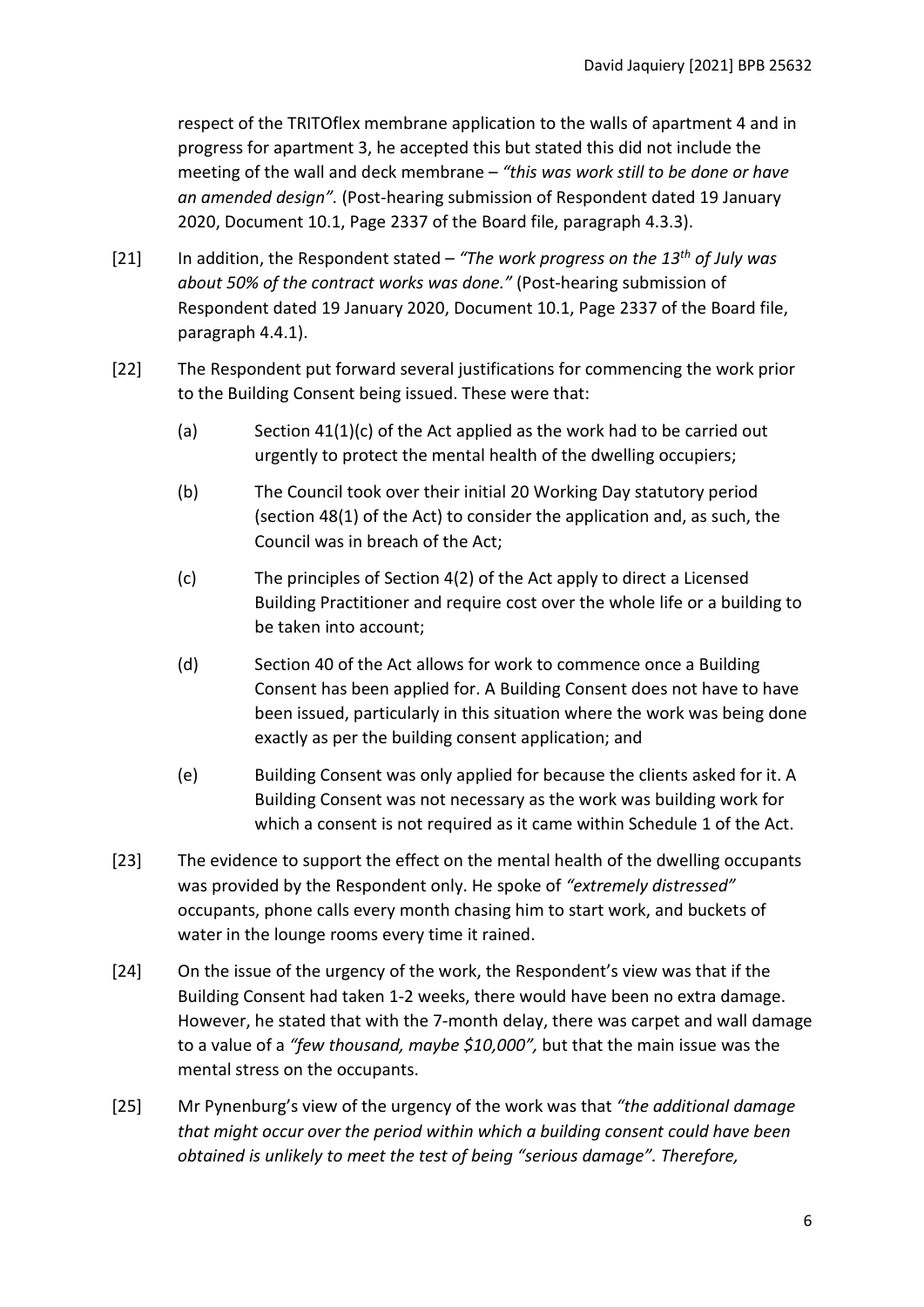respect of the TRITOflex membrane application to the walls of apartment 4 and in progress for apartment 3, he accepted this but stated this did not include the meeting of the wall and deck membrane – *"this was work still to be done or have an amended design".* (Post-hearing submission of Respondent dated 19 January 2020, Document 10.1, Page 2337 of the Board file, paragraph 4.3.3).

[21] In addition, the Respondent stated – *"The work progress on the 13th of July was about 50% of the contract works was done."* (Post-hearing submission of Respondent dated 19 January 2020, Document 10.1, Page 2337 of the Board file, paragraph 4.4.1).

[22] The Respondent put forward several justifications for commencing the work prior to the Building Consent being issued. These were that:

(a) Section 41(1)(c) of the Act applied as the work had to be carried out urgently to protect the mental health of the dwelling occupiers;

(b) The Council took over their initial 20 Working Day statutory period (section 48(1) of the Act) to consider the application and, as such, the Council was in breach of the Act;

(c) The principles of Section 4(2) of the Act apply to direct a Licensed Building Practitioner and require cost over the whole life or a building to be taken into account;

(d) Section 40 of the Act allows for work to commence once a Building Consent has been applied for. A Building Consent does not have to have been issued, particularly in this situation where the work was being done exactly as per the building consent application; and

(e) Building Consent was only applied for because the clients asked for it. A Building Consent was not necessary as the work was building work for which a consent is not required as it came within Schedule 1 of the Act.

[23] The evidence to support the effect on the mental health of the dwelling occupants was provided by the Respondent only. He spoke of *"extremely distressed"* occupants, phone calls every month chasing him to start work, and buckets of water in the lounge rooms every time it rained.

[24] On the issue of the urgency of the work, the Respondent's view was that if the Building Consent had taken 1-2 weeks, there would have been no extra damage. However, he stated that with the 7-month delay, there was carpet and wall damage to a value of a *"few thousand, maybe $10,000",* but that the main issue was the mental stress on the occupants.

[25] Mr Pynenburg's view of the urgency of the work was that *"the additional damage that might occur over the period within which a building consent could have been obtained is unlikely to meet the test of being "serious damage". Therefore,*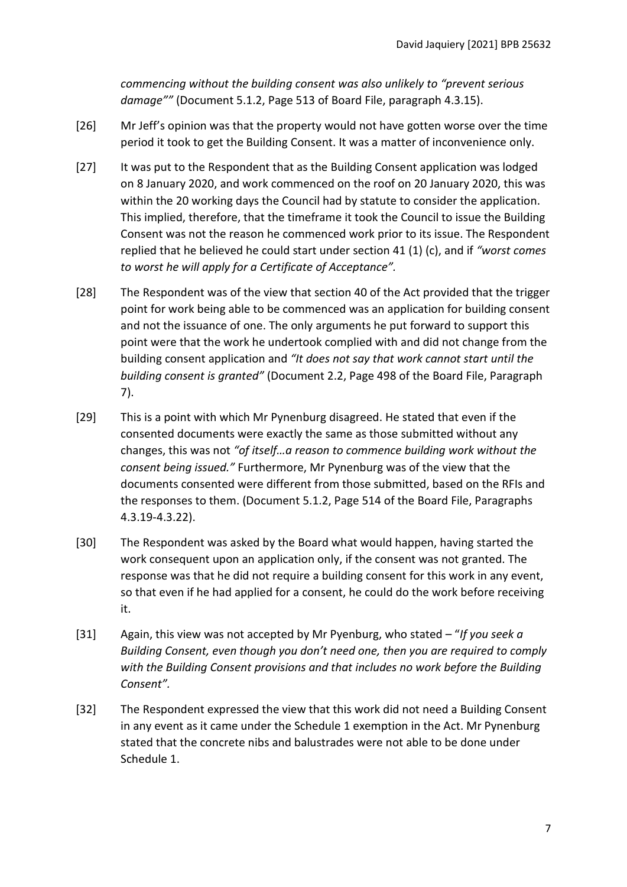*commencing without the building consent was also unlikely to "prevent serious damage""* (Document 5.1.2, Page 513 of Board File, paragraph 4.3.15).

[26] Mr Jeff's opinion was that the property would not have gotten worse over the time period it took to get the Building Consent. It was a matter of inconvenience only.

[27] It was put to the Respondent that as the Building Consent application was lodged on 8 January 2020, and work commenced on the roof on 20 January 2020, this was within the 20 working days the Council had by statute to consider the application. This implied, therefore, that the timeframe it took the Council to issue the Building Consent was not the reason he commenced work prior to its issue. The Respondent replied that he believed he could start under section 41 (1) (c), and if *"worst comes to worst he will apply for a Certificate of Acceptance".*

[28] The Respondent was of the view that section 40 of the Act provided that the trigger point for work being able to be commenced was an application for building consent and not the issuance of one. The only arguments he put forward to support this point were that the work he undertook complied with and did not change from the building consent application and *"It does not say that work cannot start until the building consent is granted"* (Document 2.2, Page 498 of the Board File, Paragraph 7).

[29] This is a point with which Mr Pynenburg disagreed. He stated that even if the consented documents were exactly the same as those submitted without any changes, this was not *"of itself…a reason to commence building work without the consent being issued."* Furthermore, Mr Pynenburg was of the view that the documents consented were different from those submitted, based on the RFIs and the responses to them. (Document 5.1.2, Page 514 of the Board File, Paragraphs 4.3.19-4.3.22).

[30] The Respondent was asked by the Board what would happen, having started the work consequent upon an application only, if the consent was not granted. The response was that he did not require a building consent for this work in any event, so that even if he had applied for a consent, he could do the work before receiving it.

[31] Again, this view was not accepted by Mr Pyenburg, who stated – "*If you seek a Building Consent, even though you don't need one, then you are required to comply with the Building Consent provisions and that includes no work before the Building Consent".*

[32] The Respondent expressed the view that this work did not need a Building Consent in any event as it came under the Schedule 1 exemption in the Act. Mr Pynenburg stated that the concrete nibs and balustrades were not able to be done under Schedule 1.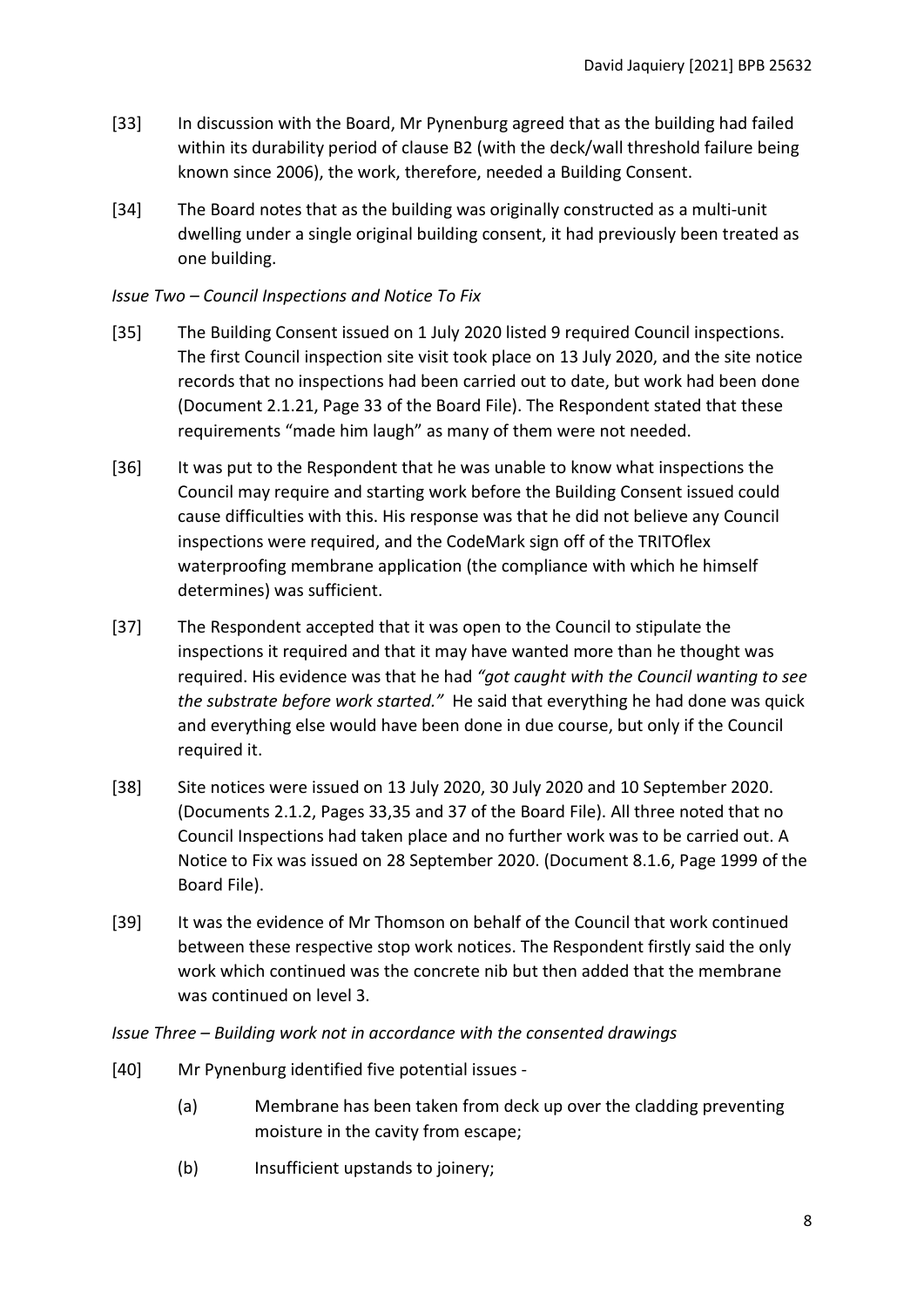[33] In discussion with the Board, Mr Pynenburg agreed that as the building had failed within its durability period of clause B2 (with the deck/wall threshold failure being known since 2006), the work, therefore, needed a Building Consent.

[34] The Board notes that as the building was originally constructed as a multi-unit dwelling under a single original building consent, it had previously been treated as one building.

*Issue Two – Council Inspections and Notice To Fix*

[35] The Building Consent issued on 1 July 2020 listed 9 required Council inspections. The first Council inspection site visit took place on 13 July 2020, and the site notice records that no inspections had been carried out to date, but work had been done (Document 2.1.21, Page 33 of the Board File). The Respondent stated that these requirements "made him laugh" as many of them were not needed.

[36] It was put to the Respondent that he was unable to know what inspections the Council may require and starting work before the Building Consent issued could cause difficulties with this. His response was that he did not believe any Council inspections were required, and the CodeMark sign off of the TRITOflex waterproofing membrane application (the compliance with which he himself determines) was sufficient.

[37] The Respondent accepted that it was open to the Council to stipulate the inspections it required and that it may have wanted more than he thought was required. His evidence was that he had *"got caught with the Council wanting to see the substrate before work started."* He said that everything he had done was quick and everything else would have been done in due course, but only if the Council required it.

[38] Site notices were issued on 13 July 2020, 30 July 2020 and 10 September 2020. (Documents 2.1.2, Pages 33,35 and 37 of the Board File). All three noted that no Council Inspections had taken place and no further work was to be carried out. A Notice to Fix was issued on 28 September 2020. (Document 8.1.6, Page 1999 of the Board File).

[39] It was the evidence of Mr Thomson on behalf of the Council that work continued between these respective stop work notices. The Respondent firstly said the only work which continued was the concrete nib but then added that the membrane was continued on level 3.

*Issue Three – Building work not in accordance with the consented drawings*

[40] Mr Pynenburg identified five potential issues -

(a) Membrane has been taken from deck up over the cladding preventing moisture in the cavity from escape;

(b) Insufficient upstands to joinery;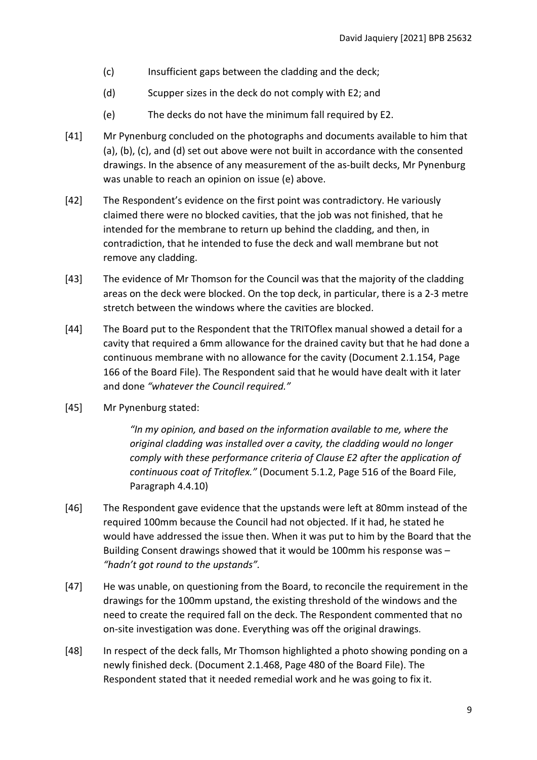(c) Insufficient gaps between the cladding and the deck;

(d) Scupper sizes in the deck do not comply with E2; and

(e) The decks do not have the minimum fall required by E2.

[41] Mr Pynenburg concluded on the photographs and documents available to him that (a), (b), (c), and (d) set out above were not built in accordance with the consented drawings. In the absence of any measurement of the as-built decks, Mr Pynenburg was unable to reach an opinion on issue (e) above.

[42] The Respondent's evidence on the first point was contradictory. He variously claimed there were no blocked cavities, that the job was not finished, that he intended for the membrane to return up behind the cladding, and then, in contradiction, that he intended to fuse the deck and wall membrane but not remove any cladding.

[43] The evidence of Mr Thomson for the Council was that the majority of the cladding areas on the deck were blocked. On the top deck, in particular, there is a 2-3 metre stretch between the windows where the cavities are blocked.

[44] The Board put to the Respondent that the TRITOflex manual showed a detail for a cavity that required a 6mm allowance for the drained cavity but that he had done a continuous membrane with no allowance for the cavity (Document 2.1.154, Page 166 of the Board File). The Respondent said that he would have dealt with it later and done *"whatever the Council required."*

[45] Mr Pynenburg stated:

> *"In my opinion, and based on the information available to me, where the original cladding was installed over a cavity, the cladding would no longer comply with these performance criteria of Clause E2 after the application of continuous coat of Tritoflex."* (Document 5.1.2, Page 516 of the Board File, Paragraph 4.4.10)

[46] The Respondent gave evidence that the upstands were left at 80mm instead of the required 100mm because the Council had not objected. If it had, he stated he would have addressed the issue then. When it was put to him by the Board that the Building Consent drawings showed that it would be 100mm his response was – *"hadn't got round to the upstands".*

[47] He was unable, on questioning from the Board, to reconcile the requirement in the drawings for the 100mm upstand, the existing threshold of the windows and the need to create the required fall on the deck. The Respondent commented that no on-site investigation was done. Everything was off the original drawings.

[48] In respect of the deck falls, Mr Thomson highlighted a photo showing ponding on a newly finished deck. (Document 2.1.468, Page 480 of the Board File). The Respondent stated that it needed remedial work and he was going to fix it.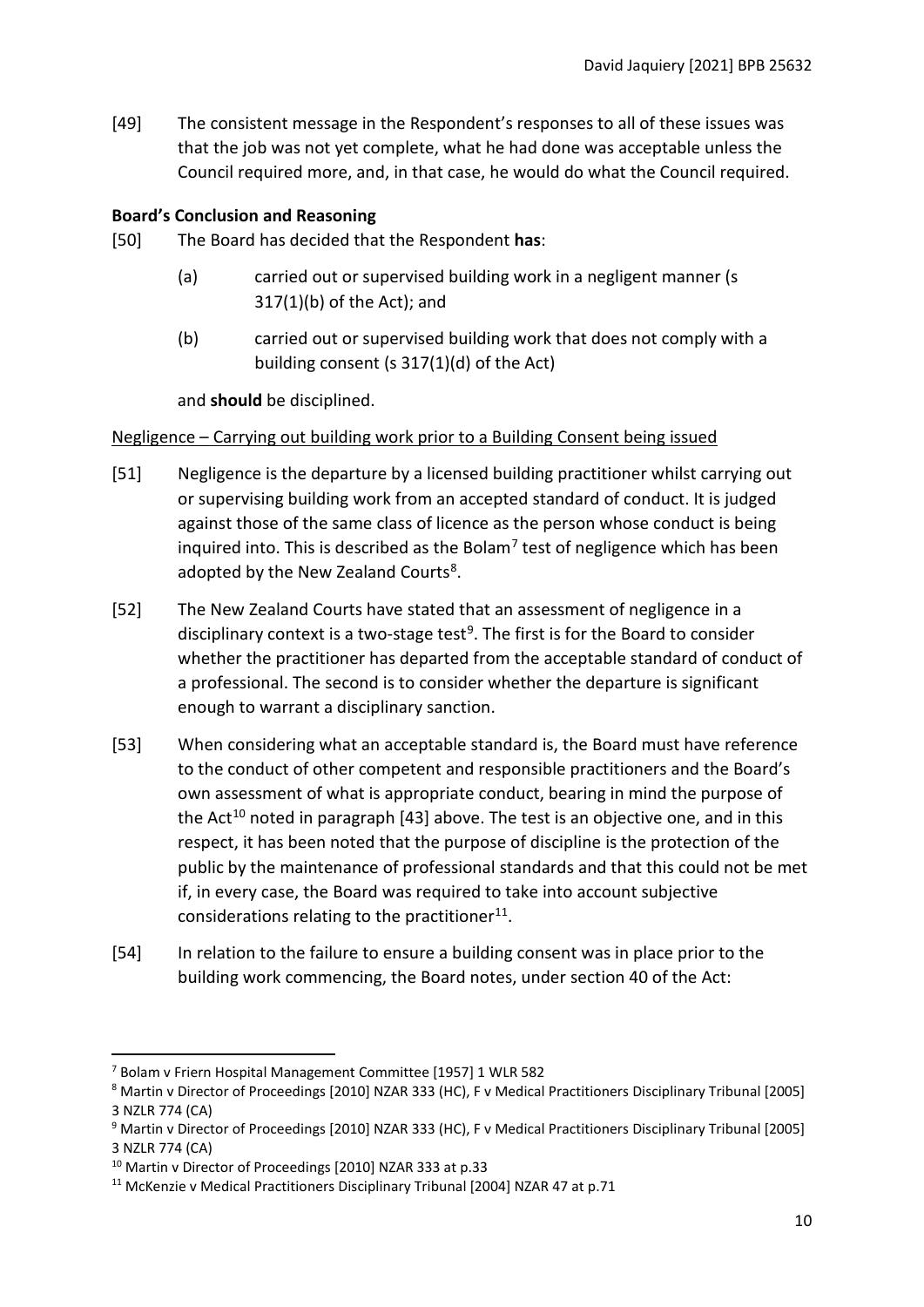[49] The consistent message in the Respondent's responses to all of these issues was that the job was not yet complete, what he had done was acceptable unless the Council required more, and, in that case, he would do what the Council required.

### Board's Conclusion and Reasoning

[50] The Board has decided that the Respondent **has**:

(a) carried out or supervised building work in a negligent manner (s 317(1)(b) of the Act); and

(b) carried out or supervised building work that does not comply with a building consent (s 317(1)(d) of the Act)

and **should** be disciplined.

<u>Negligence – Carrying out building work prior to a Building Consent being issued</u>

[51] Negligence is the departure by a licensed building practitioner whilst carrying out or supervising building work from an accepted standard of conduct. It is judged against those of the same class of licence as the person whose conduct is being inquired into. This is described as the Bolam[7] test of negligence which has been adopted by the New Zealand Courts[8].

[52] The New Zealand Courts have stated that an assessment of negligence in a disciplinary context is a two-stage test[9]. The first is for the Board to consider whether the practitioner has departed from the acceptable standard of conduct of a professional. The second is to consider whether the departure is significant enough to warrant a disciplinary sanction.

[53] When considering what an acceptable standard is, the Board must have reference to the conduct of other competent and responsible practitioners and the Board's own assessment of what is appropriate conduct, bearing in mind the purpose of the Act[10] noted in paragraph [43] above. The test is an objective one, and in this respect, it has been noted that the purpose of discipline is the protection of the public by the maintenance of professional standards and that this could not be met if, in every case, the Board was required to take into account subjective considerations relating to the practitioner[11].

[54] In relation to the failure to ensure a building consent was in place prior to the building work commencing, the Board notes, under section 40 of the Act:

---

[7] Bolam v Friern Hospital Management Committee [1957] 1 WLR 582

[8] Martin v Director of Proceedings [2010] NZAR 333 (HC), F v Medical Practitioners Disciplinary Tribunal [2005] 3 NZLR 774 (CA)

[9] Martin v Director of Proceedings [2010] NZAR 333 (HC), F v Medical Practitioners Disciplinary Tribunal [2005] 3 NZLR 774 (CA)

[10] Martin v Director of Proceedings [2010] NZAR 333 at p.33

[11] McKenzie v Medical Practitioners Disciplinary Tribunal [2004] NZAR 47 at p.71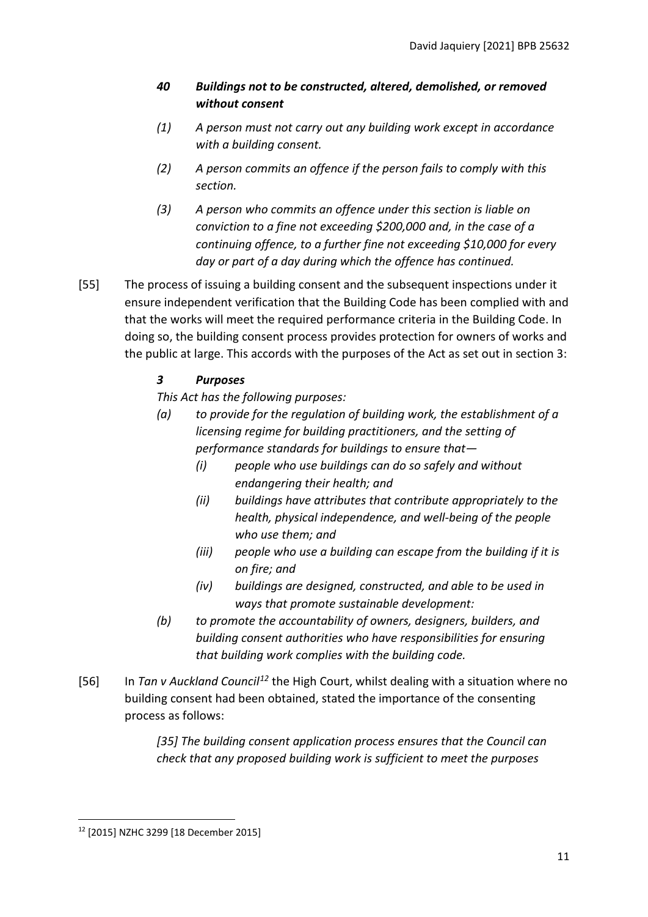> ***40 Buildings not to be constructed, altered, demolished, or removed without consent***
>
> *(1) A person must not carry out any building work except in accordance with a building consent.*
>
> *(2) A person commits an offence if the person fails to comply with this section.*
>
> *(3) A person who commits an offence under this section is liable on conviction to a fine not exceeding $200,000 and, in the case of a continuing offence, to a further fine not exceeding $10,000 for every day or part of a day during which the offence has continued.*

[55] The process of issuing a building consent and the subsequent inspections under it ensure independent verification that the Building Code has been complied with and that the works will meet the required performance criteria in the Building Code. In doing so, the building consent process provides protection for owners of works and the public at large. This accords with the purposes of the Act as set out in section 3:

> ***3 Purposes***
>
> *This Act has the following purposes:*
>
> *(a) to provide for the regulation of building work, the establishment of a licensing regime for building practitioners, and the setting of performance standards for buildings to ensure that—*
>
> *(i) people who use buildings can do so safely and without endangering their health; and*
>
> *(ii) buildings have attributes that contribute appropriately to the health, physical independence, and well-being of the people who use them; and*
>
> *(iii) people who use a building can escape from the building if it is on fire; and*
>
> *(iv) buildings are designed, constructed, and able to be used in ways that promote sustainable development:*
>
> *(b) to promote the accountability of owners, designers, builders, and building consent authorities who have responsibilities for ensuring that building work complies with the building code.*

[56] In *Tan v Auckland Council*[12] the High Court, whilst dealing with a situation where no building consent had been obtained, stated the importance of the consenting process as follows:

> *[35] The building consent application process ensures that the Council can check that any proposed building work is sufficient to meet the purposes*

[12] [2015] NZHC 3299 [18 December 2015]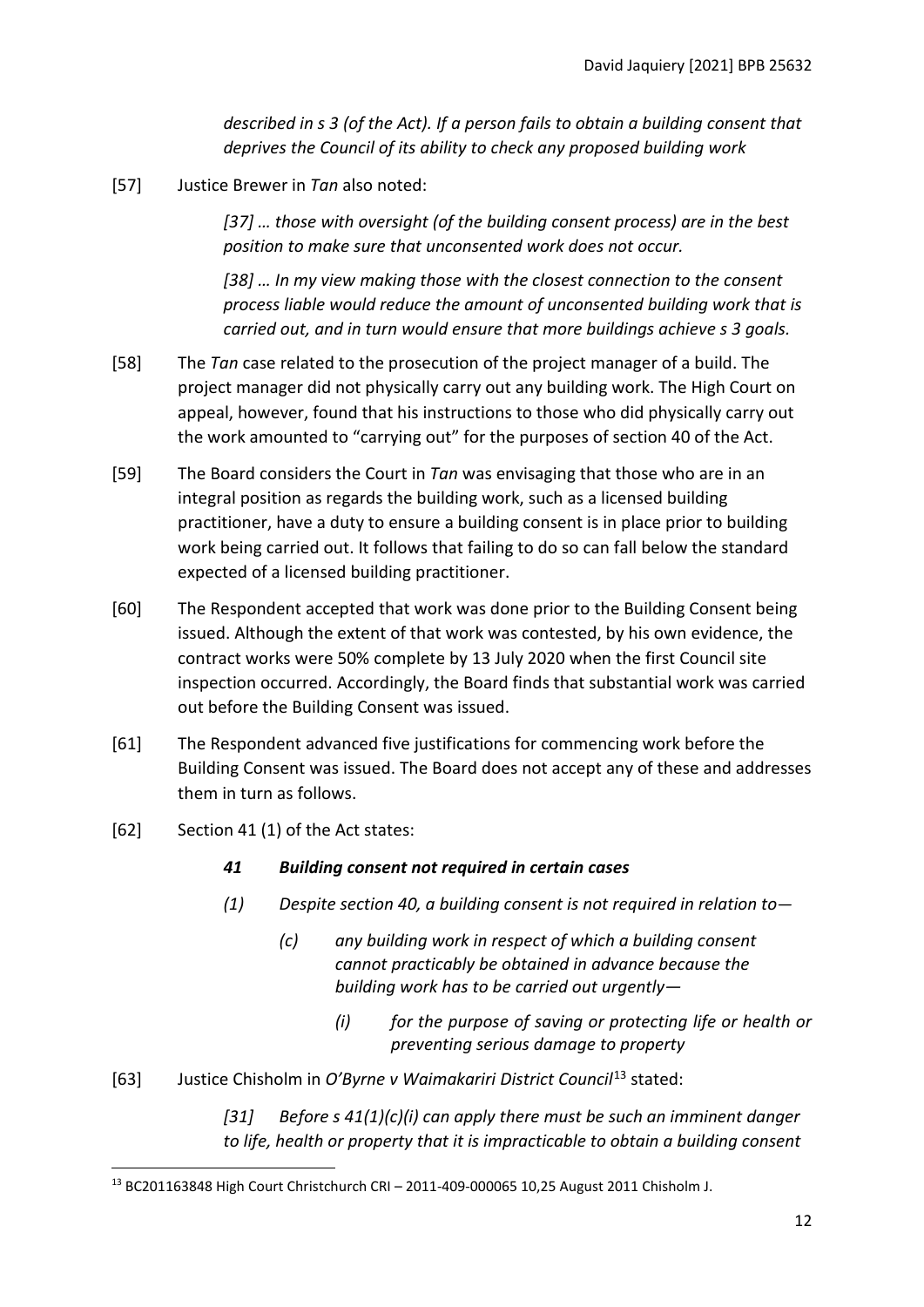*described in s 3 (of the Act). If a person fails to obtain a building consent that deprives the Council of its ability to check any proposed building work*

[57] Justice Brewer in *Tan* also noted:

> *[37] … those with oversight (of the building consent process) are in the best position to make sure that unconsented work does not occur.*
>
> *[38] … In my view making those with the closest connection to the consent process liable would reduce the amount of unconsented building work that is carried out, and in turn would ensure that more buildings achieve s 3 goals.*

[58] The *Tan* case related to the prosecution of the project manager of a build. The project manager did not physically carry out any building work. The High Court on appeal, however, found that his instructions to those who did physically carry out the work amounted to "carrying out" for the purposes of section 40 of the Act.

[59] The Board considers the Court in *Tan* was envisaging that those who are in an integral position as regards the building work, such as a licensed building practitioner, have a duty to ensure a building consent is in place prior to building work being carried out. It follows that failing to do so can fall below the standard expected of a licensed building practitioner.

[60] The Respondent accepted that work was done prior to the Building Consent being issued. Although the extent of that work was contested, by his own evidence, the contract works were 50% complete by 13 July 2020 when the first Council site inspection occurred. Accordingly, the Board finds that substantial work was carried out before the Building Consent was issued.

[61] The Respondent advanced five justifications for commencing work before the Building Consent was issued. The Board does not accept any of these and addresses them in turn as follows.

[62] Section 41 (1) of the Act states:

> ***41 Building consent not required in certain cases***
>
> *(1) Despite section 40, a building consent is not required in relation to—*
>
> *(c) any building work in respect of which a building consent cannot practicably be obtained in advance because the building work has to be carried out urgently—*
>
> *(i) for the purpose of saving or protecting life or health or preventing serious damage to property*

[63] Justice Chisholm in *O'Byrne v Waimakariri District Council*[13] stated:

> *[31] Before s 41(1)(c)(i) can apply there must be such an imminent danger to life, health or property that it is impracticable to obtain a building consent*

[13] BC201163848 High Court Christchurch CRI – 2011-409-000065 10,25 August 2011 Chisholm J.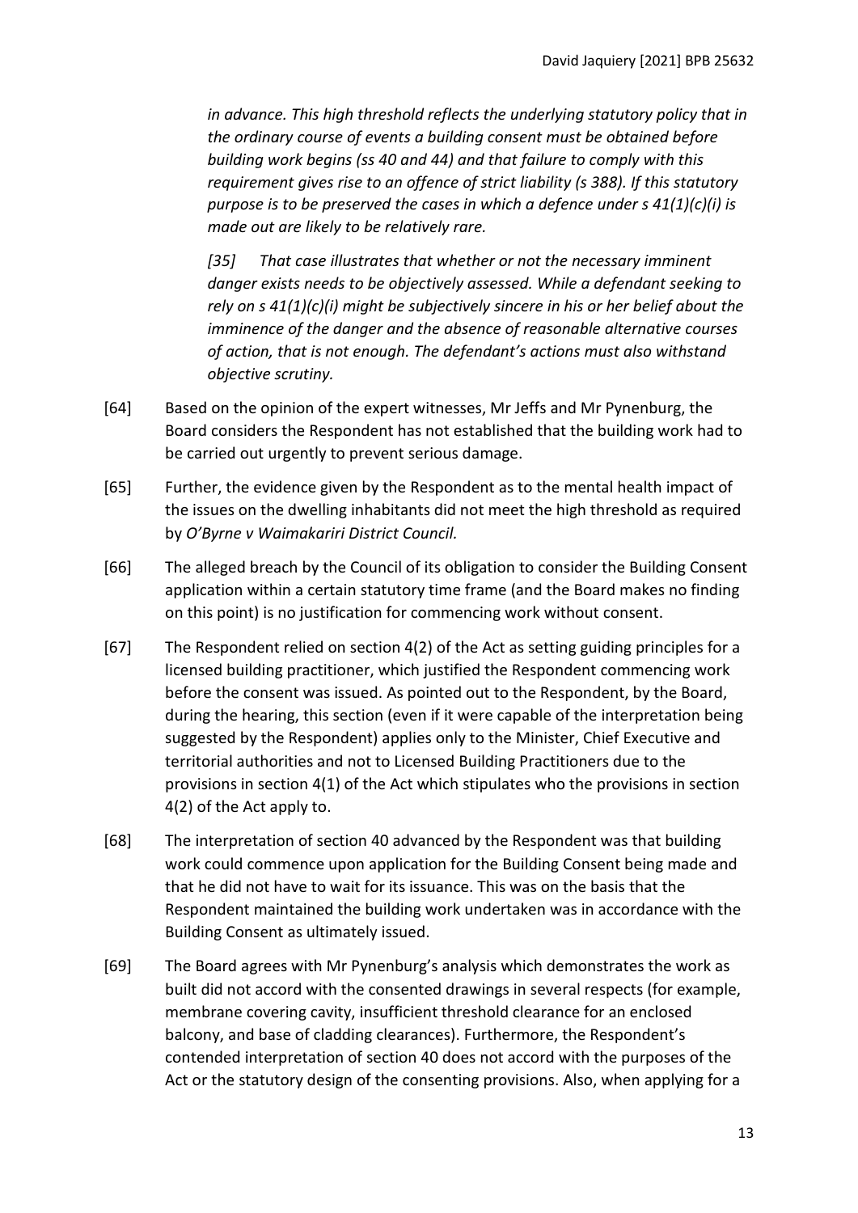*in advance. This high threshold reflects the underlying statutory policy that in the ordinary course of events a building consent must be obtained before building work begins (ss 40 and 44) and that failure to comply with this requirement gives rise to an offence of strict liability (s 388). If this statutory purpose is to be preserved the cases in which a defence under s 41(1)(c)(i) is made out are likely to be relatively rare.*

*[35] That case illustrates that whether or not the necessary imminent danger exists needs to be objectively assessed. While a defendant seeking to rely on s 41(1)(c)(i) might be subjectively sincere in his or her belief about the imminence of the danger and the absence of reasonable alternative courses of action, that is not enough. The defendant's actions must also withstand objective scrutiny.*

[64] Based on the opinion of the expert witnesses, Mr Jeffs and Mr Pynenburg, the Board considers the Respondent has not established that the building work had to be carried out urgently to prevent serious damage.

[65] Further, the evidence given by the Respondent as to the mental health impact of the issues on the dwelling inhabitants did not meet the high threshold as required by *O'Byrne v Waimakariri District Council.*

[66] The alleged breach by the Council of its obligation to consider the Building Consent application within a certain statutory time frame (and the Board makes no finding on this point) is no justification for commencing work without consent.

[67] The Respondent relied on section 4(2) of the Act as setting guiding principles for a licensed building practitioner, which justified the Respondent commencing work before the consent was issued. As pointed out to the Respondent, by the Board, during the hearing, this section (even if it were capable of the interpretation being suggested by the Respondent) applies only to the Minister, Chief Executive and territorial authorities and not to Licensed Building Practitioners due to the provisions in section 4(1) of the Act which stipulates who the provisions in section 4(2) of the Act apply to.

[68] The interpretation of section 40 advanced by the Respondent was that building work could commence upon application for the Building Consent being made and that he did not have to wait for its issuance. This was on the basis that the Respondent maintained the building work undertaken was in accordance with the Building Consent as ultimately issued.

[69] The Board agrees with Mr Pynenburg's analysis which demonstrates the work as built did not accord with the consented drawings in several respects (for example, membrane covering cavity, insufficient threshold clearance for an enclosed balcony, and base of cladding clearances). Furthermore, the Respondent's contended interpretation of section 40 does not accord with the purposes of the Act or the statutory design of the consenting provisions. Also, when applying for a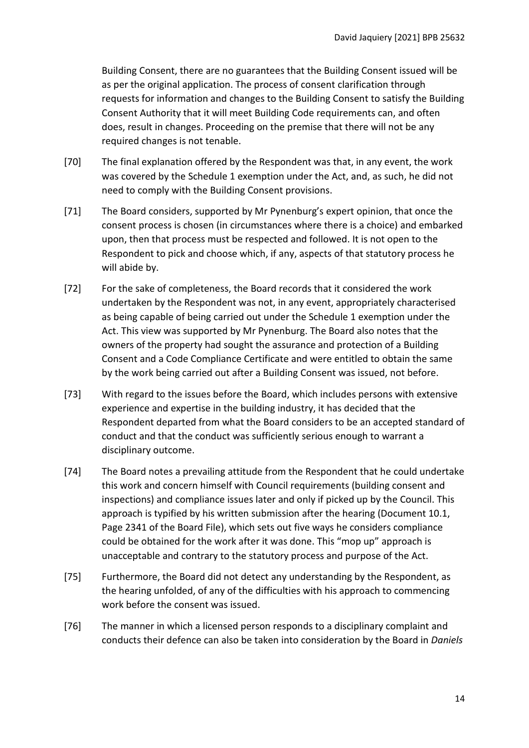Building Consent, there are no guarantees that the Building Consent issued will be as per the original application. The process of consent clarification through requests for information and changes to the Building Consent to satisfy the Building Consent Authority that it will meet Building Code requirements can, and often does, result in changes. Proceeding on the premise that there will not be any required changes is not tenable.

[70] The final explanation offered by the Respondent was that, in any event, the work was covered by the Schedule 1 exemption under the Act, and, as such, he did not need to comply with the Building Consent provisions.

[71] The Board considers, supported by Mr Pynenburg's expert opinion, that once the consent process is chosen (in circumstances where there is a choice) and embarked upon, then that process must be respected and followed. It is not open to the Respondent to pick and choose which, if any, aspects of that statutory process he will abide by.

[72] For the sake of completeness, the Board records that it considered the work undertaken by the Respondent was not, in any event, appropriately characterised as being capable of being carried out under the Schedule 1 exemption under the Act. This view was supported by Mr Pynenburg. The Board also notes that the owners of the property had sought the assurance and protection of a Building Consent and a Code Compliance Certificate and were entitled to obtain the same by the work being carried out after a Building Consent was issued, not before.

[73] With regard to the issues before the Board, which includes persons with extensive experience and expertise in the building industry, it has decided that the Respondent departed from what the Board considers to be an accepted standard of conduct and that the conduct was sufficiently serious enough to warrant a disciplinary outcome.

[74] The Board notes a prevailing attitude from the Respondent that he could undertake this work and concern himself with Council requirements (building consent and inspections) and compliance issues later and only if picked up by the Council. This approach is typified by his written submission after the hearing (Document 10.1, Page 2341 of the Board File), which sets out five ways he considers compliance could be obtained for the work after it was done. This "mop up" approach is unacceptable and contrary to the statutory process and purpose of the Act.

[75] Furthermore, the Board did not detect any understanding by the Respondent, as the hearing unfolded, of any of the difficulties with his approach to commencing work before the consent was issued.

[76] The manner in which a licensed person responds to a disciplinary complaint and conducts their defence can also be taken into consideration by the Board in *Daniels*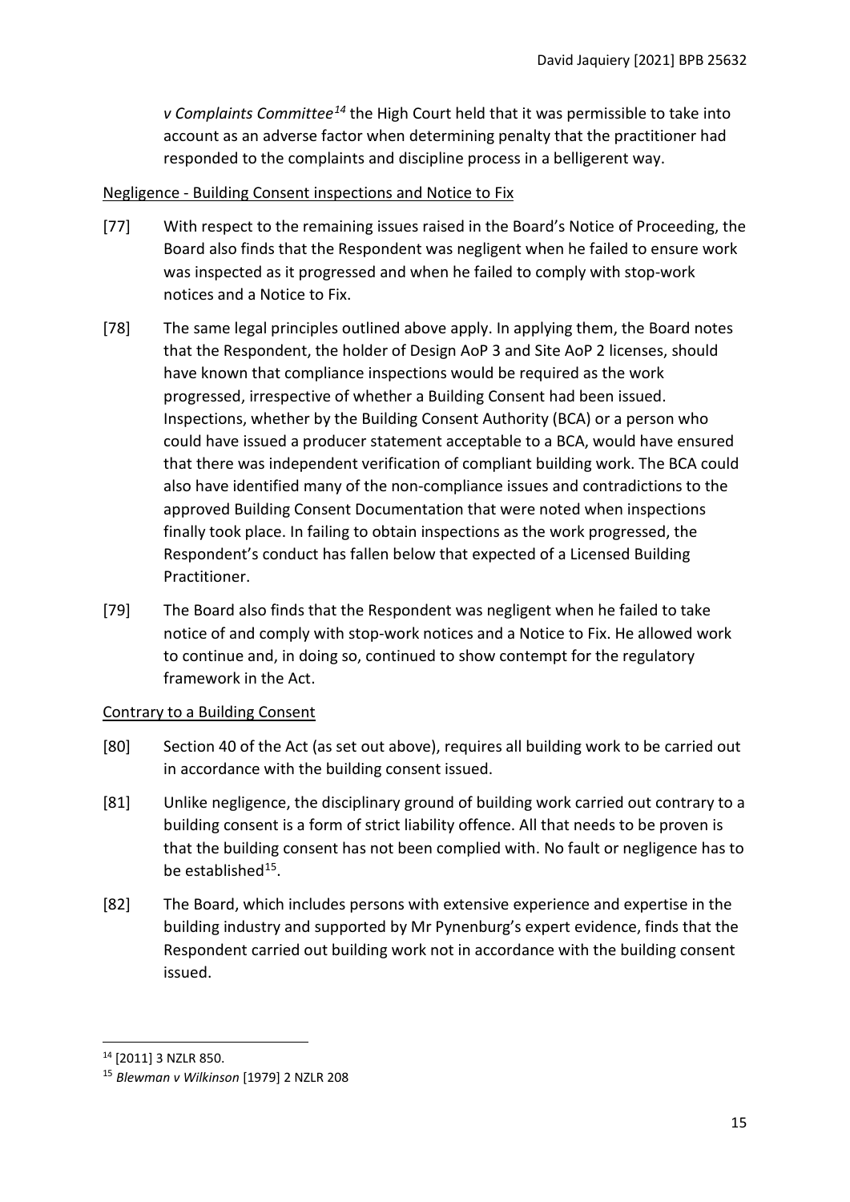*v Complaints Committee*[14] the High Court held that it was permissible to take into account as an adverse factor when determining penalty that the practitioner had responded to the complaints and discipline process in a belligerent way.

Negligence - Building Consent inspections and Notice to Fix

[77] With respect to the remaining issues raised in the Board's Notice of Proceeding, the Board also finds that the Respondent was negligent when he failed to ensure work was inspected as it progressed and when he failed to comply with stop-work notices and a Notice to Fix.

[78] The same legal principles outlined above apply. In applying them, the Board notes that the Respondent, the holder of Design AoP 3 and Site AoP 2 licenses, should have known that compliance inspections would be required as the work progressed, irrespective of whether a Building Consent had been issued. Inspections, whether by the Building Consent Authority (BCA) or a person who could have issued a producer statement acceptable to a BCA, would have ensured that there was independent verification of compliant building work. The BCA could also have identified many of the non-compliance issues and contradictions to the approved Building Consent Documentation that were noted when inspections finally took place. In failing to obtain inspections as the work progressed, the Respondent's conduct has fallen below that expected of a Licensed Building Practitioner.

[79] The Board also finds that the Respondent was negligent when he failed to take notice of and comply with stop-work notices and a Notice to Fix. He allowed work to continue and, in doing so, continued to show contempt for the regulatory framework in the Act.

Contrary to a Building Consent

[80] Section 40 of the Act (as set out above), requires all building work to be carried out in accordance with the building consent issued.

[81] Unlike negligence, the disciplinary ground of building work carried out contrary to a building consent is a form of strict liability offence. All that needs to be proven is that the building consent has not been complied with. No fault or negligence has to be established[15].

[82] The Board, which includes persons with extensive experience and expertise in the building industry and supported by Mr Pynenburg's expert evidence, finds that the Respondent carried out building work not in accordance with the building consent issued.

---

[14] [2011] 3 NZLR 850.

[15] *Blewman v Wilkinson* [1979] 2 NZLR 208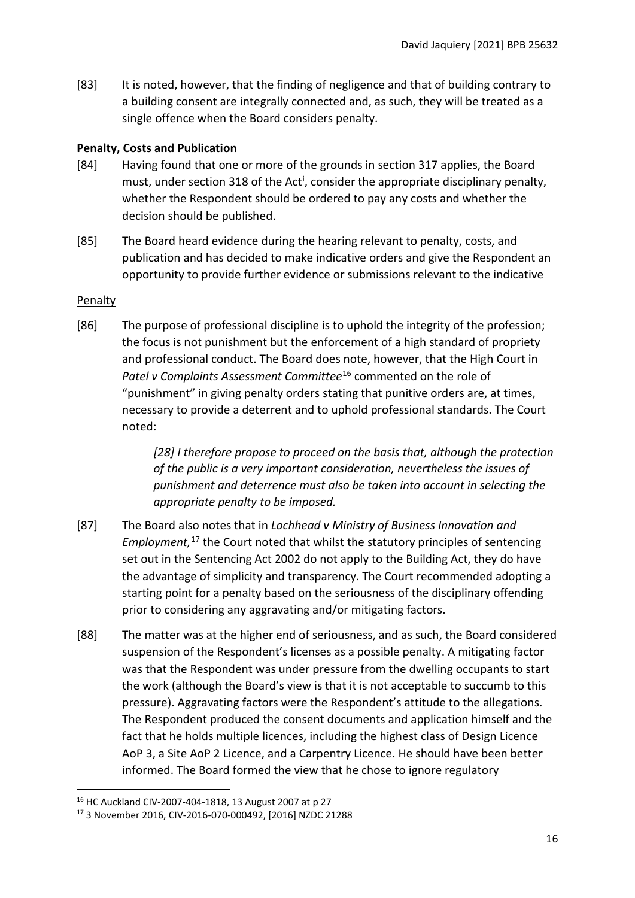[83] It is noted, however, that the finding of negligence and that of building contrary to a building consent are integrally connected and, as such, they will be treated as a single offence when the Board considers penalty.

**Penalty, Costs and Publication**

[84] Having found that one or more of the grounds in section 317 applies, the Board must, under section 318 of the Act[i], consider the appropriate disciplinary penalty, whether the Respondent should be ordered to pay any costs and whether the decision should be published.

[85] The Board heard evidence during the hearing relevant to penalty, costs, and publication and has decided to make indicative orders and give the Respondent an opportunity to provide further evidence or submissions relevant to the indicative

Penalty

[86] The purpose of professional discipline is to uphold the integrity of the profession; the focus is not punishment but the enforcement of a high standard of propriety and professional conduct. The Board does note, however, that the High Court in *Patel v Complaints Assessment Committee*[16] commented on the role of "punishment" in giving penalty orders stating that punitive orders are, at times, necessary to provide a deterrent and to uphold professional standards. The Court noted:

> *[28] I therefore propose to proceed on the basis that, although the protection of the public is a very important consideration, nevertheless the issues of punishment and deterrence must also be taken into account in selecting the appropriate penalty to be imposed.*

[87] The Board also notes that in *Lochhead v Ministry of Business Innovation and Employment,*[17] the Court noted that whilst the statutory principles of sentencing set out in the Sentencing Act 2002 do not apply to the Building Act, they do have the advantage of simplicity and transparency. The Court recommended adopting a starting point for a penalty based on the seriousness of the disciplinary offending prior to considering any aggravating and/or mitigating factors.

[88] The matter was at the higher end of seriousness, and as such, the Board considered suspension of the Respondent's licenses as a possible penalty. A mitigating factor was that the Respondent was under pressure from the dwelling occupants to start the work (although the Board's view is that it is not acceptable to succumb to this pressure). Aggravating factors were the Respondent's attitude to the allegations. The Respondent produced the consent documents and application himself and the fact that he holds multiple licences, including the highest class of Design Licence AoP 3, a Site AoP 2 Licence, and a Carpentry Licence. He should have been better informed. The Board formed the view that he chose to ignore regulatory

---

[16] HC Auckland CIV-2007-404-1818, 13 August 2007 at p 27

[17] 3 November 2016, CIV-2016-070-000492, [2016] NZDC 21288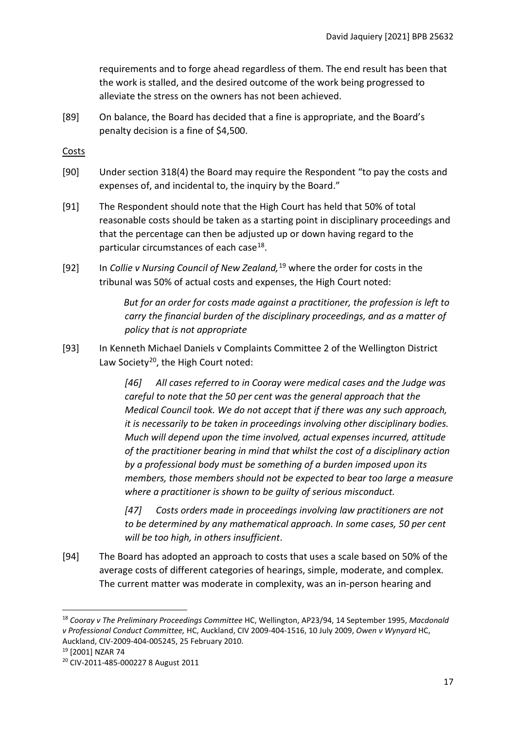requirements and to forge ahead regardless of them. The end result has been that the work is stalled, and the desired outcome of the work being progressed to alleviate the stress on the owners has not been achieved.

[89] On balance, the Board has decided that a fine is appropriate, and the Board's penalty decision is a fine of $4,500.

Costs

[90] Under section 318(4) the Board may require the Respondent "to pay the costs and expenses of, and incidental to, the inquiry by the Board."

[91] The Respondent should note that the High Court has held that 50% of total reasonable costs should be taken as a starting point in disciplinary proceedings and that the percentage can then be adjusted up or down having regard to the particular circumstances of each case[18].

[92] In *Collie v Nursing Council of New Zealand,*[19] where the order for costs in the tribunal was 50% of actual costs and expenses, the High Court noted:

> *But for an order for costs made against a practitioner, the profession is left to carry the financial burden of the disciplinary proceedings, and as a matter of policy that is not appropriate*

[93] In Kenneth Michael Daniels v Complaints Committee 2 of the Wellington District Law Society[20], the High Court noted:

> *[46] All cases referred to in Cooray were medical cases and the Judge was careful to note that the 50 per cent was the general approach that the Medical Council took. We do not accept that if there was any such approach, it is necessarily to be taken in proceedings involving other disciplinary bodies. Much will depend upon the time involved, actual expenses incurred, attitude of the practitioner bearing in mind that whilst the cost of a disciplinary action by a professional body must be something of a burden imposed upon its members, those members should not be expected to bear too large a measure where a practitioner is shown to be guilty of serious misconduct.*
>
> *[47] Costs orders made in proceedings involving law practitioners are not to be determined by any mathematical approach. In some cases, 50 per cent will be too high, in others insufficient*.

[94] The Board has adopted an approach to costs that uses a scale based on 50% of the average costs of different categories of hearings, simple, moderate, and complex. The current matter was moderate in complexity, was an in-person hearing and

---

[18] *Cooray v The Preliminary Proceedings Committee* HC, Wellington, AP23/94, 14 September 1995, *Macdonald v Professional Conduct Committee,* HC, Auckland, CIV 2009-404-1516, 10 July 2009, *Owen v Wynyard* HC, Auckland, CIV-2009-404-005245, 25 February 2010.

[19] [2001] NZAR 74

[20] CIV-2011-485-000227 8 August 2011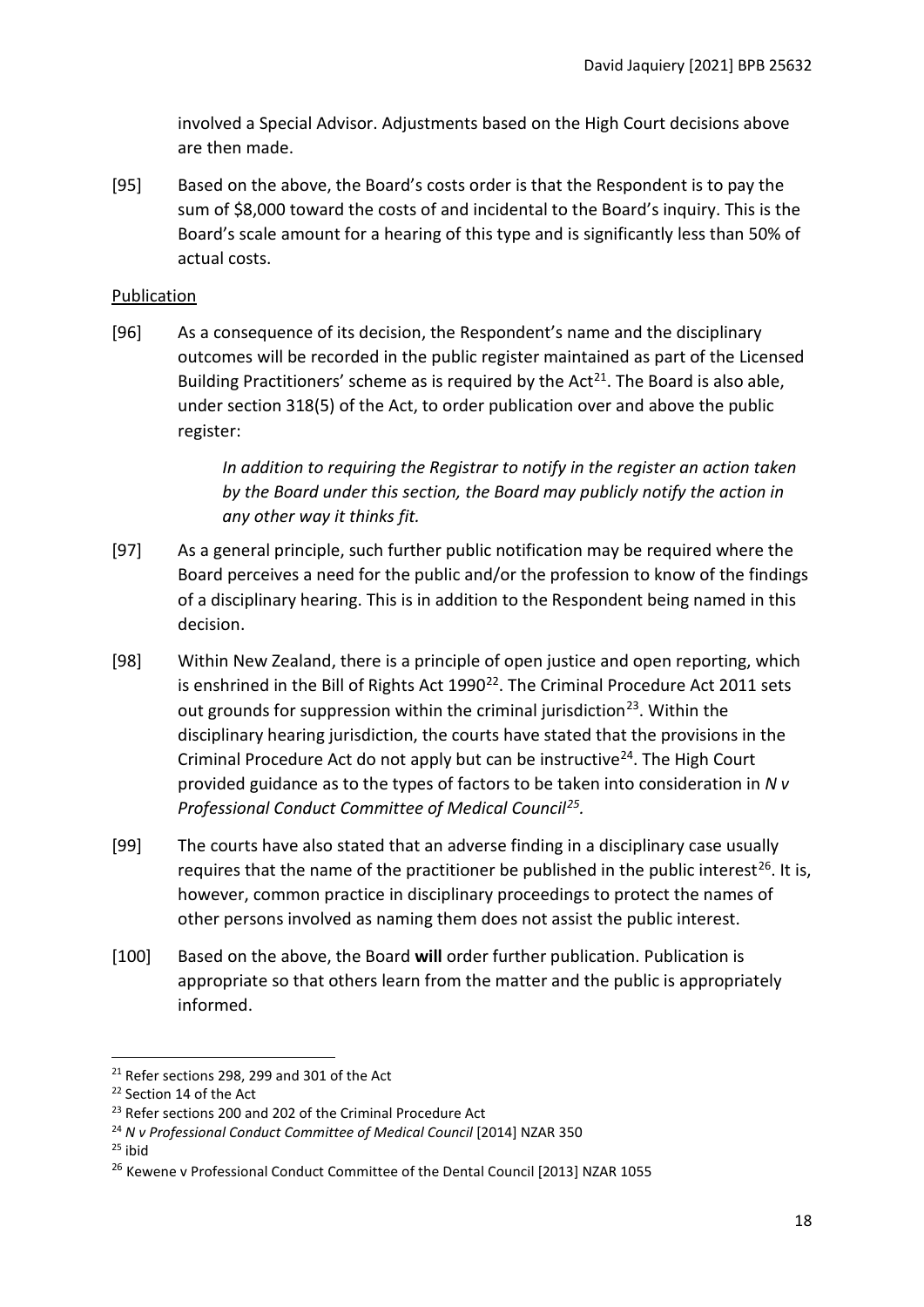involved a Special Advisor. Adjustments based on the High Court decisions above are then made.

[95] Based on the above, the Board's costs order is that the Respondent is to pay the sum of $8,000 toward the costs of and incidental to the Board's inquiry. This is the Board's scale amount for a hearing of this type and is significantly less than 50% of actual costs.

Publication

[96] As a consequence of its decision, the Respondent's name and the disciplinary outcomes will be recorded in the public register maintained as part of the Licensed Building Practitioners' scheme as is required by the Act[21]. The Board is also able, under section 318(5) of the Act, to order publication over and above the public register:

> *In addition to requiring the Registrar to notify in the register an action taken by the Board under this section, the Board may publicly notify the action in any other way it thinks fit.*

[97] As a general principle, such further public notification may be required where the Board perceives a need for the public and/or the profession to know of the findings of a disciplinary hearing. This is in addition to the Respondent being named in this decision.

[98] Within New Zealand, there is a principle of open justice and open reporting, which is enshrined in the Bill of Rights Act 1990[22]. The Criminal Procedure Act 2011 sets out grounds for suppression within the criminal jurisdiction[23]. Within the disciplinary hearing jurisdiction, the courts have stated that the provisions in the Criminal Procedure Act do not apply but can be instructive[24]. The High Court provided guidance as to the types of factors to be taken into consideration in *N v Professional Conduct Committee of Medical Council*[25].

[99] The courts have also stated that an adverse finding in a disciplinary case usually requires that the name of the practitioner be published in the public interest[26]. It is, however, common practice in disciplinary proceedings to protect the names of other persons involved as naming them does not assist the public interest.

[100] Based on the above, the Board **will** order further publication. Publication is appropriate so that others learn from the matter and the public is appropriately informed.

---

[21] Refer sections 298, 299 and 301 of the Act

[22] Section 14 of the Act

[23] Refer sections 200 and 202 of the Criminal Procedure Act

[24] *N v Professional Conduct Committee of Medical Council* [2014] NZAR 350

[25] ibid

[26] Kewene v Professional Conduct Committee of the Dental Council [2013] NZAR 1055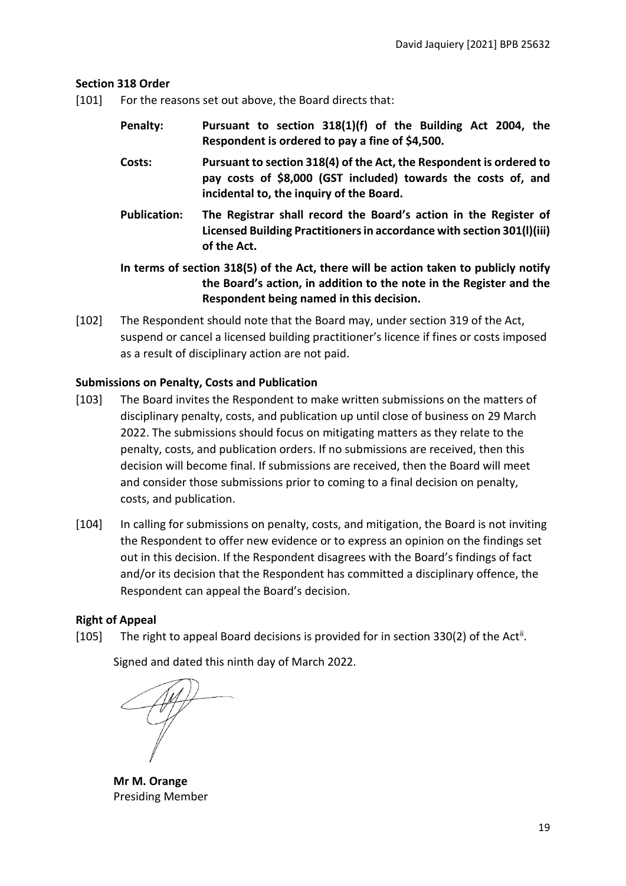### Section 318 Order

[101] For the reasons set out above, the Board directs that:

**Penalty:** **Pursuant to section 318(1)(f) of the Building Act 2004, the Respondent is ordered to pay a fine of $4,500.**

**Costs:** **Pursuant to section 318(4) of the Act, the Respondent is ordered to pay costs of $8,000 (GST included) towards the costs of, and incidental to, the inquiry of the Board.**

**Publication:** **The Registrar shall record the Board's action in the Register of Licensed Building Practitioners in accordance with section 301(l)(iii) of the Act.**

**In terms of section 318(5) of the Act, there will be action taken to publicly notify the Board's action, in addition to the note in the Register and the Respondent being named in this decision.**

[102] The Respondent should note that the Board may, under section 319 of the Act, suspend or cancel a licensed building practitioner's licence if fines or costs imposed as a result of disciplinary action are not paid.

### Submissions on Penalty, Costs and Publication

[103] The Board invites the Respondent to make written submissions on the matters of disciplinary penalty, costs, and publication up until close of business on 29 March 2022. The submissions should focus on mitigating matters as they relate to the penalty, costs, and publication orders. If no submissions are received, then this decision will become final. If submissions are received, then the Board will meet and consider those submissions prior to coming to a final decision on penalty, costs, and publication.

[104] In calling for submissions on penalty, costs, and mitigation, the Board is not inviting the Respondent to offer new evidence or to express an opinion on the findings set out in this decision. If the Respondent disagrees with the Board's findings of fact and/or its decision that the Respondent has committed a disciplinary offence, the Respondent can appeal the Board's decision.

### Right of Appeal

[105] The right to appeal Board decisions is provided for in section 330(2) of the Act[ii].

Signed and dated this ninth day of March 2022.

**Mr M. Orange**
Presiding Member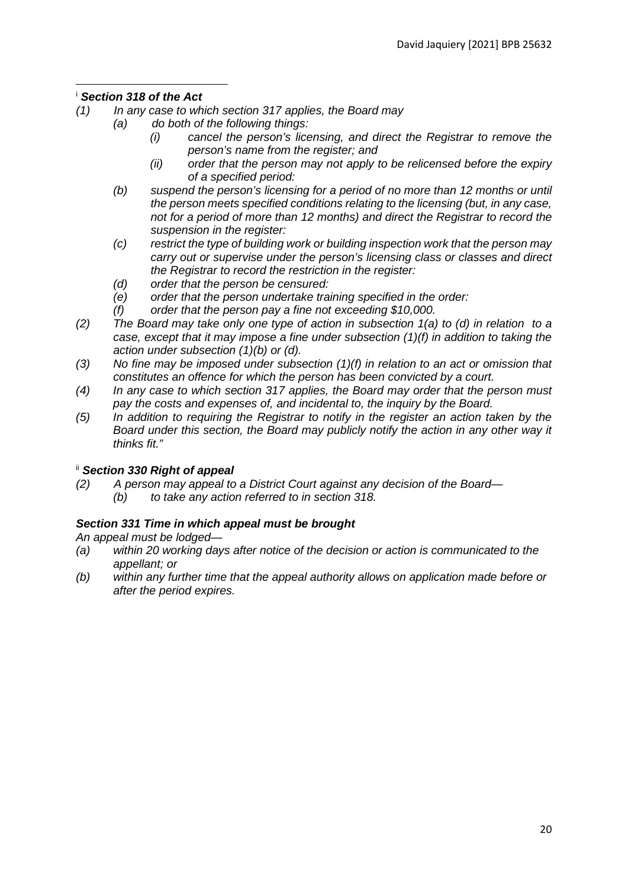[i] ***Section 318 of the Act***

*(1) In any case to which section 317 applies, the Board may*

*(a) do both of the following things:*

*(i) cancel the person's licensing, and direct the Registrar to remove the person's name from the register; and*

*(ii) order that the person may not apply to be relicensed before the expiry of a specified period:*

*(b) suspend the person's licensing for a period of no more than 12 months or until the person meets specified conditions relating to the licensing (but, in any case, not for a period of more than 12 months) and direct the Registrar to record the suspension in the register:*

*(c) restrict the type of building work or building inspection work that the person may carry out or supervise under the person's licensing class or classes and direct the Registrar to record the restriction in the register:*

*(d) order that the person be censured:*

*(e) order that the person undertake training specified in the order:*

*(f) order that the person pay a fine not exceeding $10,000.*

*(2) The Board may take only one type of action in subsection 1(a) to (d) in relation to a case, except that it may impose a fine under subsection (1)(f) in addition to taking the action under subsection (1)(b) or (d).*

*(3) No fine may be imposed under subsection (1)(f) in relation to an act or omission that constitutes an offence for which the person has been convicted by a court.*

*(4) In any case to which section 317 applies, the Board may order that the person must pay the costs and expenses of, and incidental to, the inquiry by the Board.*

*(5) In addition to requiring the Registrar to notify in the register an action taken by the Board under this section, the Board may publicly notify the action in any other way it thinks fit."*

[ii] ***Section 330 Right of appeal***

*(2) A person may appeal to a District Court against any decision of the Board—*

*(b) to take any action referred to in section 318.*

***Section 331 Time in which appeal must be brought***

*An appeal must be lodged—*

*(a) within 20 working days after notice of the decision or action is communicated to the appellant; or*

*(b) within any further time that the appeal authority allows on application made before or after the period expires.*